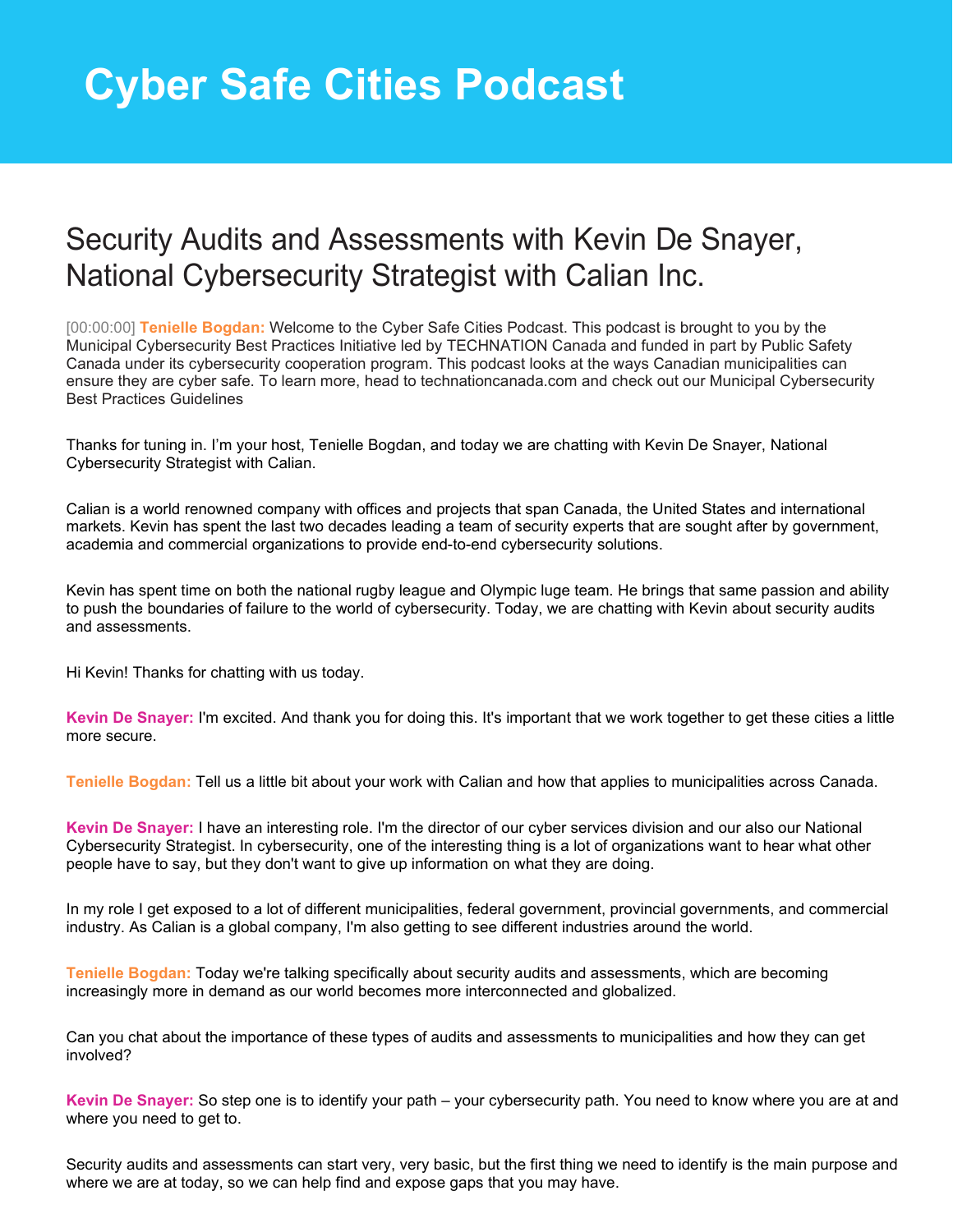# Cyber Safe Cities Podcast

## Security Audits and Assessments with Kevin De Snayer, National Cybersecurity Strategist with Calian Inc.

[00:00:00] **Tenielle Bogdan:** Welcome to the Cyber Safe Cities Podcast. This podcast is brought to you by the Municipal Cybersecurity Best Practices Initiative led by TECHNATION Canada and funded in part by Public Safety Canada under its cybersecurity cooperation program. This podcast looks at the ways Canadian municipalities can ensure they are cyber safe. To learn more, head to technationcanada.com and check out our Municipal Cybersecurity Best Practices Guidelines

Thanks for tuning in. I'm your host, Tenielle Bogdan, and today we are chatting with Kevin De Snayer, National Cybersecurity Strategist with Calian.

Calian is a world renowned company with offices and projects that span Canada, the United States and international markets. Kevin has spent the last two decades leading a team of security experts that are sought after by government, academia and commercial organizations to provide end-to-end cybersecurity solutions.

Kevin has spent time on both the national rugby league and Olympic luge team. He brings that same passion and ability to push the boundaries of failure to the world of cybersecurity. Today, we are chatting with Kevin about security audits and assessments.

Hi Kevin! Thanks for chatting with us today.

**Kevin De Snayer:** I'm excited. And thank you for doing this. It's important that we work together to get these cities a little more secure.

**Tenielle Bogdan:** Tell us a little bit about your work with Calian and how that applies to municipalities across Canada.

**Kevin De Snayer:** I have an interesting role. I'm the director of our cyber services division and our also our National Cybersecurity Strategist. In cybersecurity, one of the interesting thing is a lot of organizations want to hear what other people have to say, but they don't want to give up information on what they are doing.

In my role I get exposed to a lot of different municipalities, federal government, provincial governments, and commercial industry. As Calian is a global company, I'm also getting to see different industries around the world.

**Tenielle Bogdan:** Today we're talking specifically about security audits and assessments, which are becoming increasingly more in demand as our world becomes more interconnected and globalized.

Can you chat about the importance of these types of audits and assessments to municipalities and how they can get involved?

**Kevin De Snayer:** So step one is to identify your path – your cybersecurity path. You need to know where you are at and where you need to get to.

Security audits and assessments can start very, very basic, but the first thing we need to identify is the main purpose and where we are at today, so we can help find and expose gaps that you may have.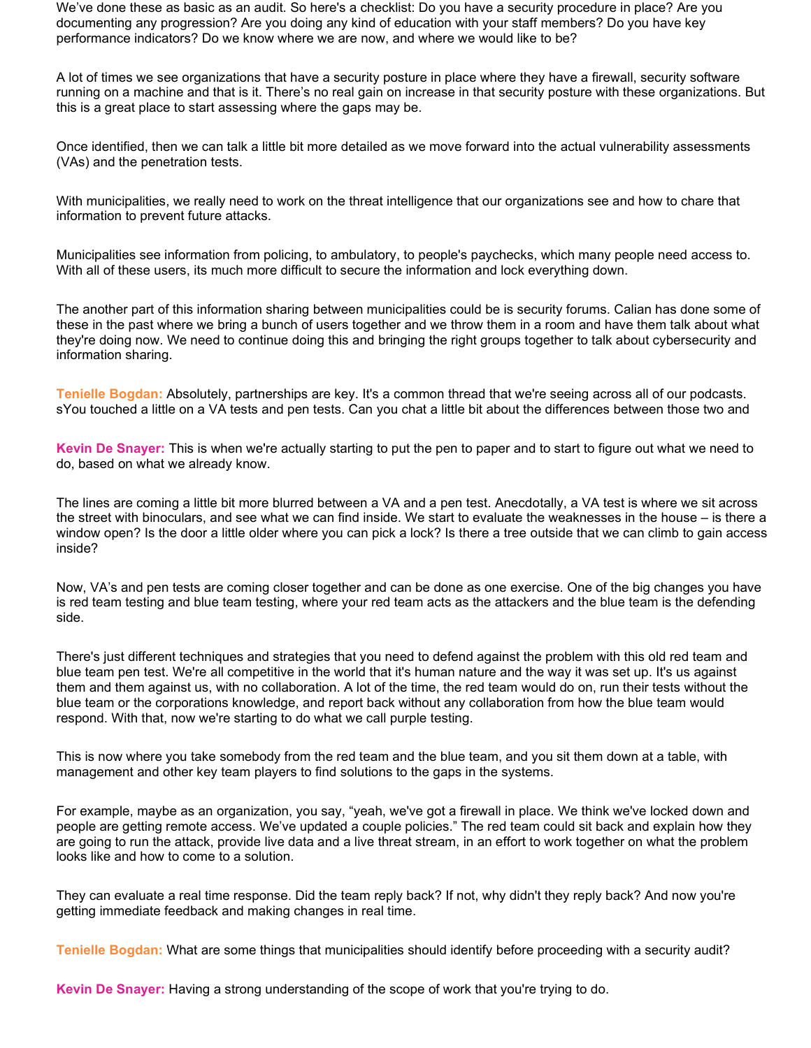We've done these as basic as an audit. So here's a checklist: Do you have a security procedure in place? Are you documenting any progression? Are you doing any kind of education with your staff members? Do you have key performance indicators? Do we know where we are now, and where we would like to be?

A lot of times we see organizations that have a security posture in place where they have a firewall, security software running on a machine and that is it. There's no real gain on increase in that security posture with these organizations. But this is a great place to start assessing where the gaps may be.

Once identified, then we can talk a little bit more detailed as we move forward into the actual vulnerability assessments (VAs) and the penetration tests.

With municipalities, we really need to work on the threat intelligence that our organizations see and how to chare that information to prevent future attacks.

Municipalities see information from policing, to ambulatory, to people's paychecks, which many people need access to. With all of these users, its much more difficult to secure the information and lock everything down.

The another part of this information sharing between municipalities could be is security forums. Calian has done some of these in the past where we bring a bunch of users together and we throw them in a room and have them talk about what they're doing now. We need to continue doing this and bringing the right groups together to talk about cybersecurity and information sharing.

**Tenielle Bogdan:** Absolutely, partnerships are key. It's a common thread that we're seeing across all of our podcasts. sYou touched a little on a VA tests and pen tests. Can you chat a little bit about the differences between those two and

**Kevin De Snayer:** This is when we're actually starting to put the pen to paper and to start to figure out what we need to do, based on what we already know.

The lines are coming a little bit more blurred between a VA and a pen test. Anecdotally, a VA test is where we sit across the street with binoculars, and see what we can find inside. We start to evaluate the weaknesses in the house – is there a window open? Is the door a little older where you can pick a lock? Is there a tree outside that we can climb to gain access inside?

Now, VA's and pen tests are coming closer together and can be done as one exercise. One of the big changes you have is red team testing and blue team testing, where your red team acts as the attackers and the blue team is the defending side.

There's just different techniques and strategies that you need to defend against the problem with this old red team and blue team pen test. We're all competitive in the world that it's human nature and the way it was set up. It's us against them and them against us, with no collaboration. A lot of the time, the red team would do on, run their tests without the blue team or the corporations knowledge, and report back without any collaboration from how the blue team would respond. With that, now we're starting to do what we call purple testing.

This is now where you take somebody from the red team and the blue team, and you sit them down at a table, with management and other key team players to find solutions to the gaps in the systems.

For example, maybe as an organization, you say, "yeah, we've got a firewall in place. We think we've locked down and people are getting remote access. We've updated a couple policies." The red team could sit back and explain how they are going to run the attack, provide live data and a live threat stream, in an effort to work together on what the problem looks like and how to come to a solution.

They can evaluate a real time response. Did the team reply back? If not, why didn't they reply back? And now you're getting immediate feedback and making changes in real time.

**Tenielle Bogdan:** What are some things that municipalities should identify before proceeding with a security audit?

**Kevin De Snayer:** Having a strong understanding of the scope of work that you're trying to do.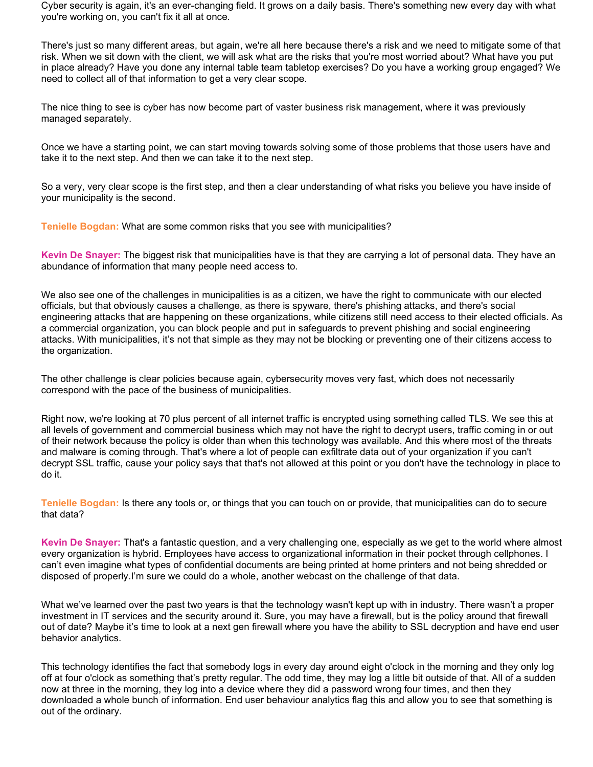Cyber security is again, it's an ever-changing field. It grows on a daily basis. There's something new every day with what you're working on, you can't fix it all at once.

There's just so many different areas, but again, we're all here because there's a risk and we need to mitigate some of that risk. When we sit down with the client, we will ask what are the risks that you're most worried about? What have you put in place already? Have you done any internal table team tabletop exercises? Do you have a working group engaged? We need to collect all of that information to get a very clear scope.

The nice thing to see is cyber has now become part of vaster business risk management, where it was previously managed separately.

Once we have a starting point, we can start moving towards solving some of those problems that those users have and take it to the next step. And then we can take it to the next step.

So a very, very clear scope is the first step, and then a clear understanding of what risks you believe you have inside of your municipality is the second.

**Tenielle Bogdan:** What are some common risks that you see with municipalities?

**Kevin De Snayer:** The biggest risk that municipalities have is that they are carrying a lot of personal data. They have an abundance of information that many people need access to.

We also see one of the challenges in municipalities is as a citizen, we have the right to communicate with our elected officials, but that obviously causes a challenge, as there is spyware, there's phishing attacks, and there's social engineering attacks that are happening on these organizations, while citizens still need access to their elected officials. As a commercial organization, you can block people and put in safeguards to prevent phishing and social engineering attacks. With municipalities, it's not that simple as they may not be blocking or preventing one of their citizens access to the organization.

The other challenge is clear policies because again, cybersecurity moves very fast, which does not necessarily correspond with the pace of the business of municipalities.

Right now, we're looking at 70 plus percent of all internet traffic is encrypted using something called TLS. We see this at all levels of government and commercial business which may not have the right to decrypt users, traffic coming in or out of their network because the policy is older than when this technology was available. And this where most of the threats and malware is coming through. That's where a lot of people can exfiltrate data out of your organization if you can't decrypt SSL traffic, cause your policy says that that's not allowed at this point or you don't have the technology in place to do it.

**Tenielle Bogdan:** Is there any tools or, or things that you can touch on or provide, that municipalities can do to secure that data?

**Kevin De Snayer:** That's a fantastic question, and a very challenging one, especially as we get to the world where almost every organization is hybrid. Employees have access to organizational information in their pocket through cellphones. I can't even imagine what types of confidential documents are being printed at home printers and not being shredded or disposed of properly.I'm sure we could do a whole, another webcast on the challenge of that data.

What we've learned over the past two years is that the technology wasn't kept up with in industry. There wasn't a proper investment in IT services and the security around it. Sure, you may have a firewall, but is the policy around that firewall out of date? Maybe it's time to look at a next gen firewall where you have the ability to SSL decryption and have end user behavior analytics.

This technology identifies the fact that somebody logs in every day around eight o'clock in the morning and they only log off at four o'clock as something that's pretty regular. The odd time, they may log a little bit outside of that. All of a sudden now at three in the morning, they log into a device where they did a password wrong four times, and then they downloaded a whole bunch of information. End user behaviour analytics flag this and allow you to see that something is out of the ordinary.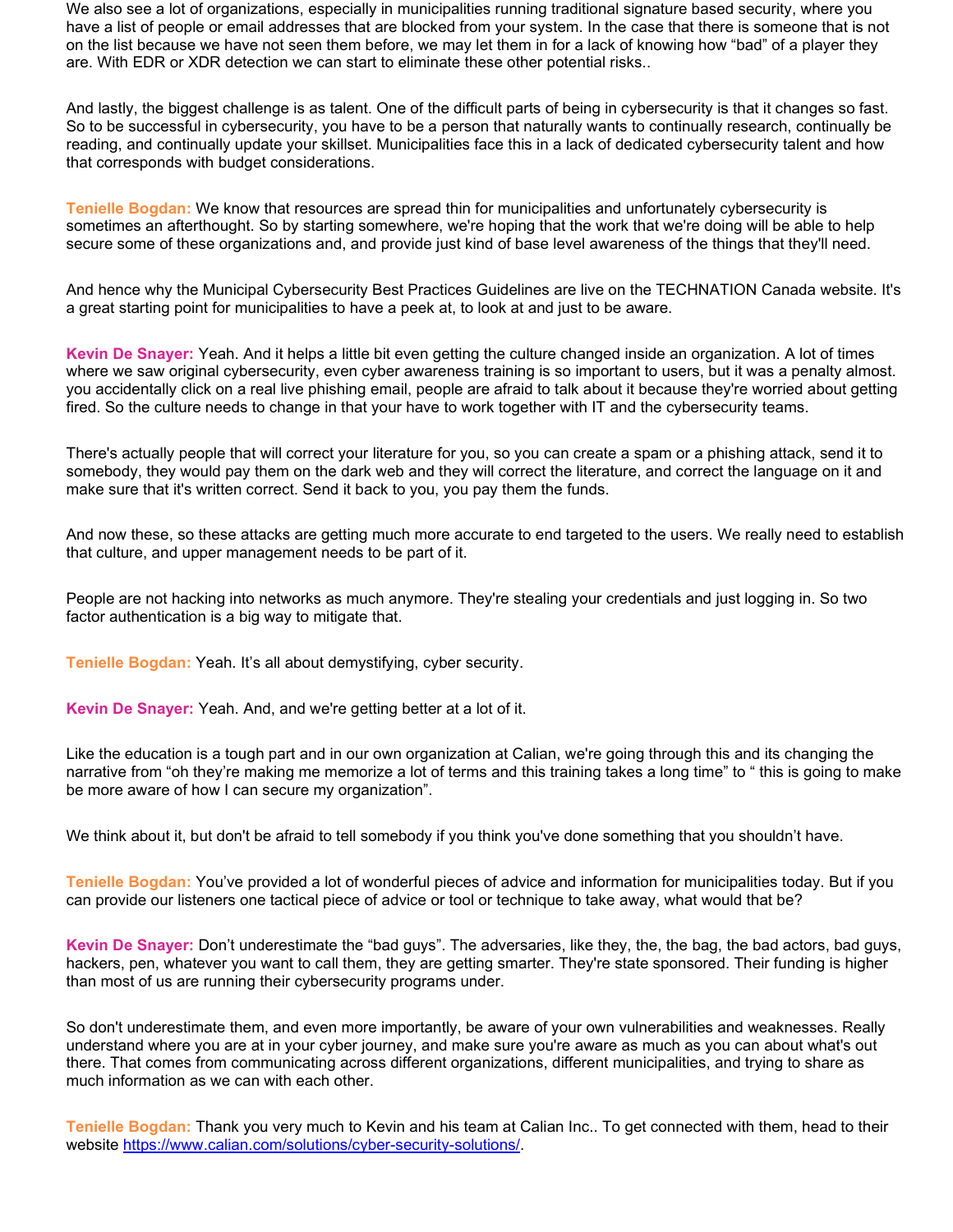We also see a lot of organizations, especially in municipalities running traditional signature based security, where you have a list of people or email addresses that are blocked from your system. In the case that there is someone that is not on the list because we have not seen them before, we may let them in for a lack of knowing how “bad” of a player they are. With EDR or XDR detection we can start to eliminate these other potential risks..

And lastly, the biggest challenge is as talent. One of the difficult parts of being in cybersecurity is that it changes so fast. So to be successful in cybersecurity, you have to be a person that naturally wants to continually research, continually be reading, and continually update your skillset. Municipalities face this in a lack of dedicated cybersecurity talent and how that corresponds with budget considerations.

**Tenielle Bogdan:** We know that resources are spread thin for municipalities and unfortunately cybersecurity is sometimes an afterthought. So by starting somewhere, we're hoping that the work that we're doing will be able to help secure some of these organizations and, and provide just kind of base level awareness of the things that they'll need.

And hence why the Municipal Cybersecurity Best Practices Guidelines are live on the TECHNATION Canada website. It's a great starting point for municipalities to have a peek at, to look at and just to be aware.

**Kevin De Snayer:** Yeah. And it helps a little bit even getting the culture changed inside an organization. A lot of times where we saw original cybersecurity, even cyber awareness training is so important to users, but it was a penalty almost. you accidentally click on a real live phishing email, people are afraid to talk about it because they're worried about getting fired. So the culture needs to change in that your have to work together with IT and the cybersecurity teams.

There's actually people that will correct your literature for you, so you can create a spam or a phishing attack, send it to somebody, they would pay them on the dark web and they will correct the literature, and correct the language on it and make sure that it's written correct. Send it back to you, you pay them the funds.

And now these, so these attacks are getting much more accurate to end targeted to the users. We really need to establish that culture, and upper management needs to be part of it.

People are not hacking into networks as much anymore. They're stealing your credentials and just logging in. So two factor authentication is a big way to mitigate that.

**Tenielle Bogdan:** Yeah. It’s all about demystifying, cyber security.

**Kevin De Snayer:** Yeah. And, and we're getting better at a lot of it.

Like the education is a tough part and in our own organization at Calian, we're going through this and its changing the narrative from “oh they’re making me memorize a lot of terms and this training takes a long time” to “ this is going to make be more aware of how I can secure my organization”.

We think about it, but don't be afraid to tell somebody if you think you've done something that you shouldn’t have.

**Tenielle Bogdan:** You’ve provided a lot of wonderful pieces of advice and information for municipalities today. But if you can provide our listeners one tactical piece of advice or tool or technique to take away, what would that be?

**Kevin De Snayer:** Don’t underestimate the “bad guys”. The adversaries, like they, the, the bag, the bad actors, bad guys, hackers, pen, whatever you want to call them, they are getting smarter. They're state sponsored. Their funding is higher than most of us are running their cybersecurity programs under.

So don't underestimate them, and even more importantly, be aware of your own vulnerabilities and weaknesses. Really understand where you are at in your cyber journey, and make sure you're aware as much as you can about what's out there. That comes from communicating across different organizations, different municipalities, and trying to share as much information as we can with each other.

**Tenielle Bogdan:** Thank you very much to Kevin and his team at Calian Inc.. To get connected with them, head to their website [https://www.calian.com/solutions/cyber-security-solutions/](https://www.calian.com/solutions/cyber-security-solutions/).